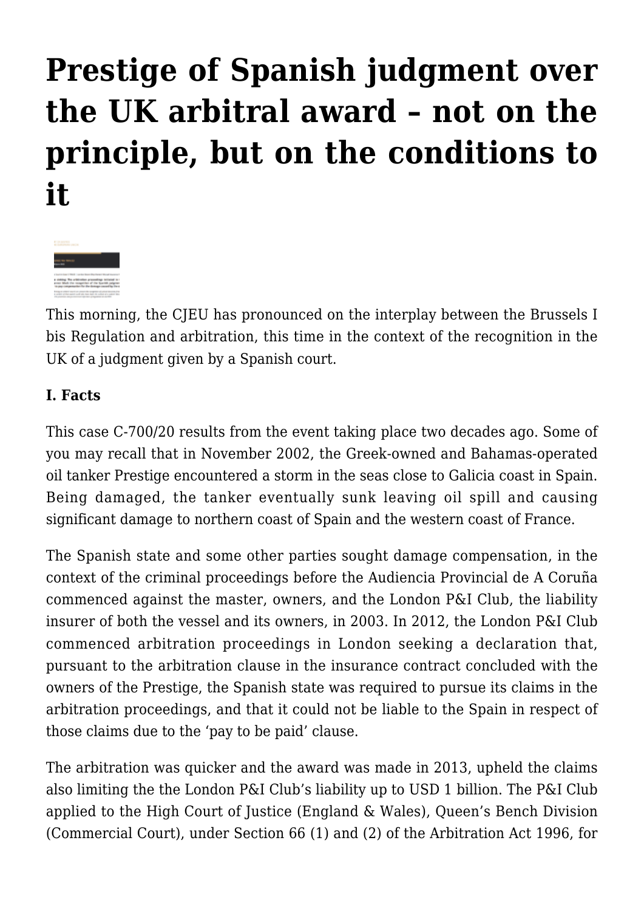# Prestige of Spanish judgment over the UK arbitral award – not on the principle, but on the conditions to it

This morning, the CJEU has pronounced on the interplay between the Brussels I bis Regulation and arbitration, this time in the context of the recognition in the UK of a judgment given by a Spanish court.

**I. Facts**

This case C-700/20 results from the event taking place two decades ago. Some of you may recall that in November 2002, the Greek-owned and Bahamas-operated oil tanker Prestige encountered a storm in the seas close to Galicia coast in Spain. Being damaged, the tanker eventually sunk leaving oil spill and causing significant damage to northern coast of Spain and the western coast of France.

The Spanish state and some other parties sought damage compensation, in the context of the criminal proceedings before the Audiencia Provincial de A Coruña commenced against the master, owners, and the London P&I Club, the liability insurer of both the vessel and its owners, in 2003. In 2012, the London P&I Club commenced arbitration proceedings in London seeking a declaration that, pursuant to the arbitration clause in the insurance contract concluded with the owners of the Prestige, the Spanish state was required to pursue its claims in the arbitration proceedings, and that it could not be liable to the Spain in respect of those claims due to the 'pay to be paid' clause.

The arbitration was quicker and the award was made in 2013, upheld the claims also limiting the the London P&I Club's liability up to USD 1 billion. The P&I Club applied to the High Court of Justice (England & Wales), Queen's Bench Division (Commercial Court), under Section 66 (1) and (2) of the Arbitration Act 1996, for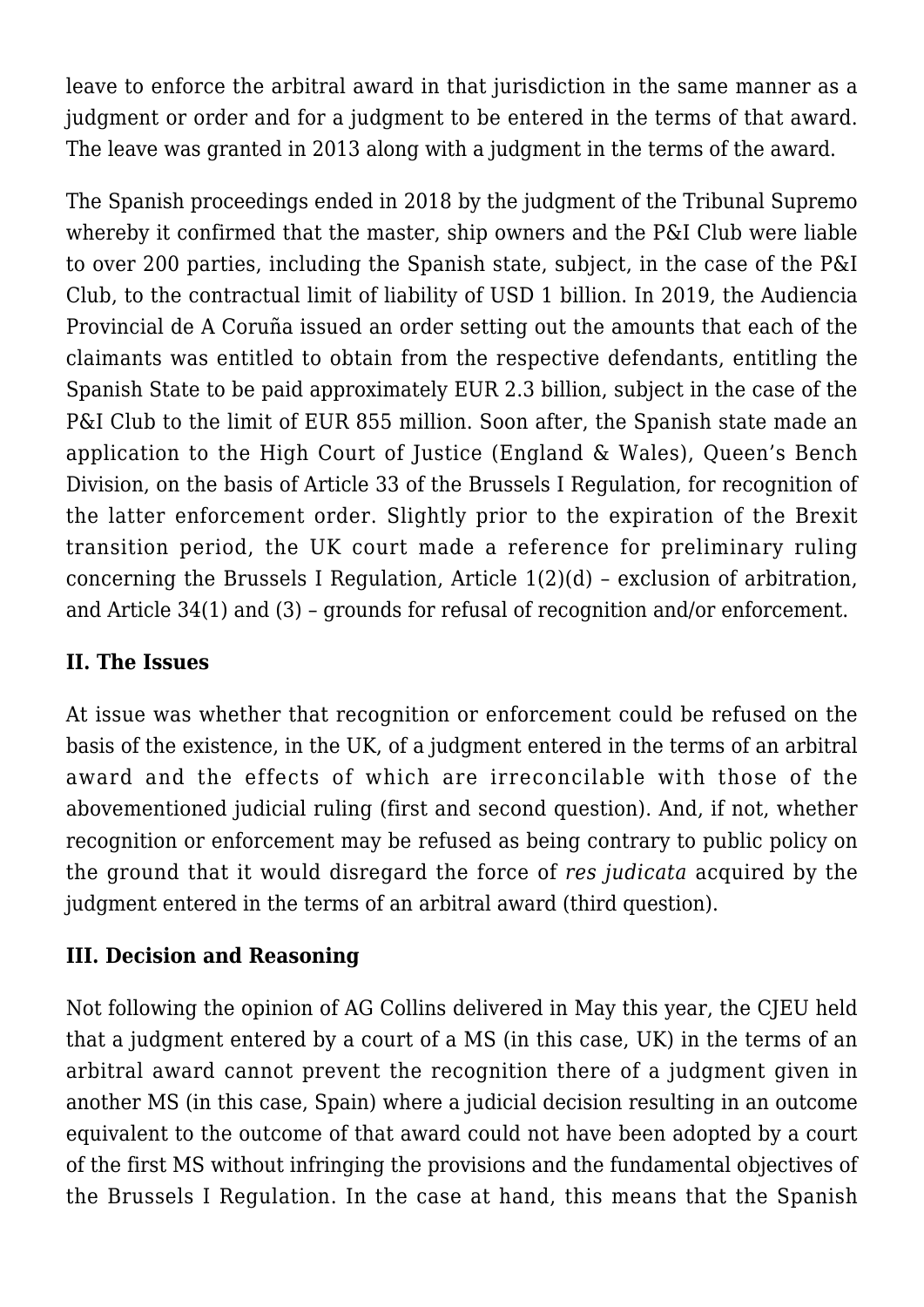leave to enforce the arbitral award in that jurisdiction in the same manner as a judgment or order and for a judgment to be entered in the terms of that award. The leave was granted in 2013 along with a judgment in the terms of the award.

The Spanish proceedings ended in 2018 by the judgment of the Tribunal Supremo whereby it confirmed that the master, ship owners and the P&I Club were liable to over 200 parties, including the Spanish state, subject, in the case of the P&I Club, to the contractual limit of liability of USD 1 billion. In 2019, the Audiencia Provincial de A Coruña issued an order setting out the amounts that each of the claimants was entitled to obtain from the respective defendants, entitling the Spanish State to be paid approximately EUR 2.3 billion, subject in the case of the P&I Club to the limit of EUR 855 million. Soon after, the Spanish state made an application to the High Court of Justice (England & Wales), Queen's Bench Division, on the basis of Article 33 of the Brussels I Regulation, for recognition of the latter enforcement order. Slightly prior to the expiration of the Brexit transition period, the UK court made a reference for preliminary ruling concerning the Brussels I Regulation, Article 1(2)(d) – exclusion of arbitration, and Article 34(1) and (3) – grounds for refusal of recognition and/or enforcement.

## II. The Issues

At issue was whether that recognition or enforcement could be refused on the basis of the existence, in the UK, of a judgment entered in the terms of an arbitral award and the effects of which are irreconcilable with those of the abovementioned judicial ruling (first and second question). And, if not, whether recognition or enforcement may be refused as being contrary to public policy on the ground that it would disregard the force of *res judicata* acquired by the judgment entered in the terms of an arbitral award (third question).

## III. Decision and Reasoning

Not following the opinion of AG Collins delivered in May this year, the CJEU held that a judgment entered by a court of a MS (in this case, UK) in the terms of an arbitral award cannot prevent the recognition there of a judgment given in another MS (in this case, Spain) where a judicial decision resulting in an outcome equivalent to the outcome of that award could not have been adopted by a court of the first MS without infringing the provisions and the fundamental objectives of the Brussels I Regulation. In the case at hand, this means that the Spanish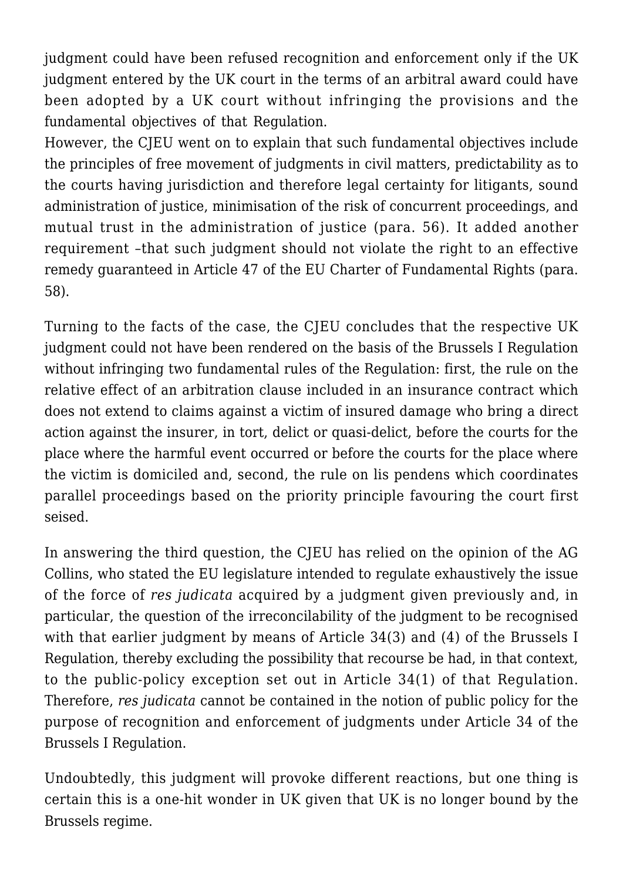judgment could have been refused recognition and enforcement only if the UK judgment entered by the UK court in the terms of an arbitral award could have been adopted by a UK court without infringing the provisions and the fundamental objectives of that Regulation.
However, the CJEU went on to explain that such fundamental objectives include the principles of free movement of judgments in civil matters, predictability as to the courts having jurisdiction and therefore legal certainty for litigants, sound administration of justice, minimisation of the risk of concurrent proceedings, and mutual trust in the administration of justice (para. 56). It added another requirement –that such judgment should not violate the right to an effective remedy guaranteed in Article 47 of the EU Charter of Fundamental Rights (para. 58).

Turning to the facts of the case, the CJEU concludes that the respective UK judgment could not have been rendered on the basis of the Brussels I Regulation without infringing two fundamental rules of the Regulation: first, the rule on the relative effect of an arbitration clause included in an insurance contract which does not extend to claims against a victim of insured damage who bring a direct action against the insurer, in tort, delict or quasi-delict, before the courts for the place where the harmful event occurred or before the courts for the place where the victim is domiciled and, second, the rule on lis pendens which coordinates parallel proceedings based on the priority principle favouring the court first seised.

In answering the third question, the CJEU has relied on the opinion of the AG Collins, who stated the EU legislature intended to regulate exhaustively the issue of the force of *res judicata* acquired by a judgment given previously and, in particular, the question of the irreconcilability of the judgment to be recognised with that earlier judgment by means of Article 34(3) and (4) of the Brussels I Regulation, thereby excluding the possibility that recourse be had, in that context, to the public-policy exception set out in Article 34(1) of that Regulation. Therefore, *res judicata* cannot be contained in the notion of public policy for the purpose of recognition and enforcement of judgments under Article 34 of the Brussels I Regulation.

Undoubtedly, this judgment will provoke different reactions, but one thing is certain this is a one-hit wonder in UK given that UK is no longer bound by the Brussels regime.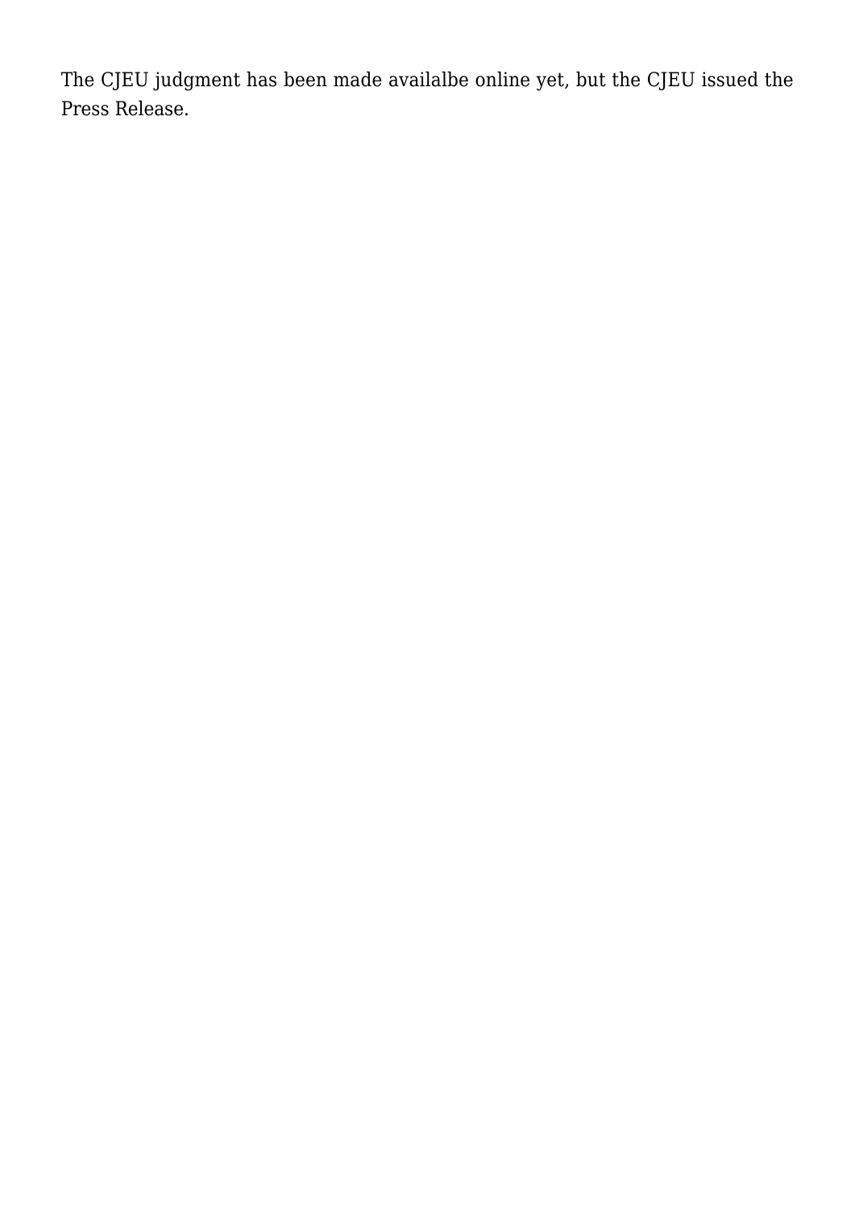The CJEU judgment has been made availalbe online yet, but the CJEU issued the Press Release.